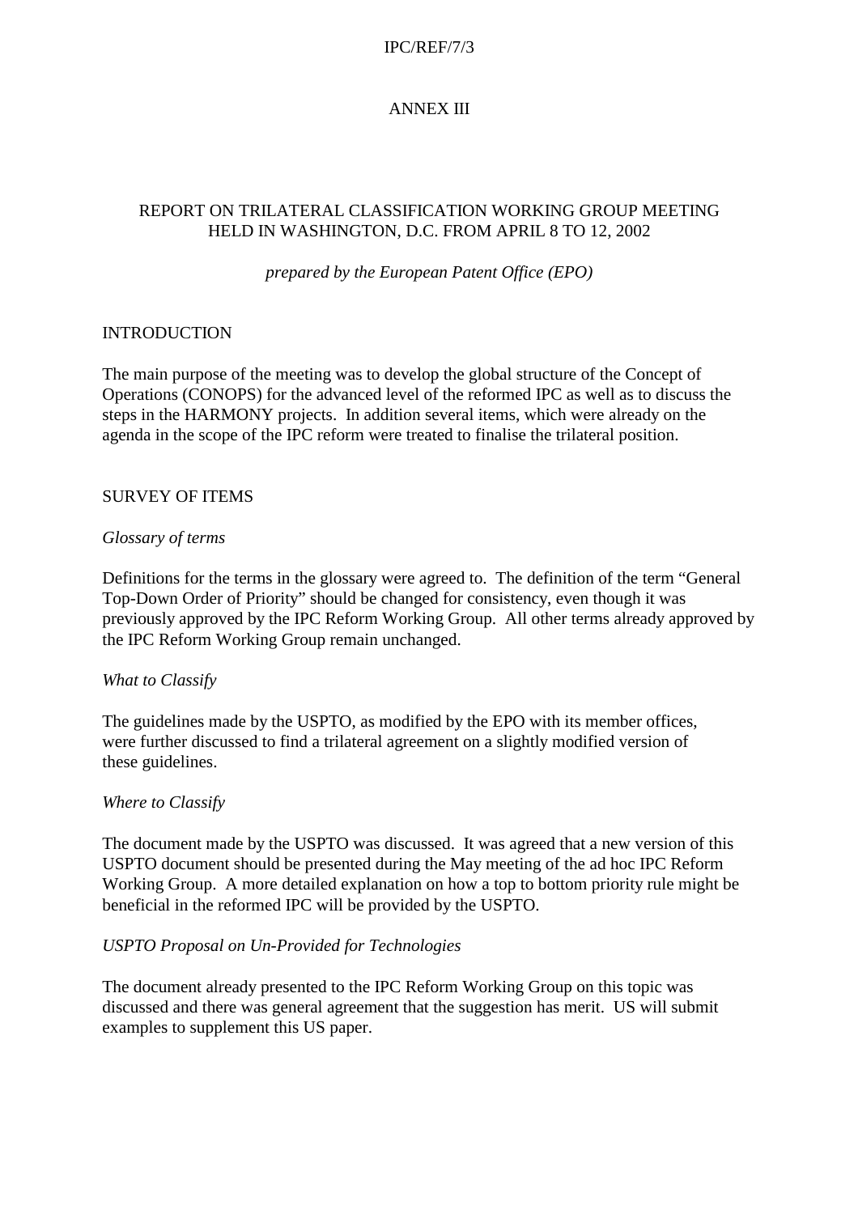IPC/REF/7/3

ANNEX III

# REPORT ON TRILATERAL CLASSIFICATION WORKING GROUP MEETING HELD IN WASHINGTON, D.C. FROM APRIL 8 TO 12, 2002

*prepared by the European Patent Office (EPO)*

## INTRODUCTION

The main purpose of the meeting was to develop the global structure of the Concept of Operations (CONOPS) for the advanced level of the reformed IPC as well as to discuss the steps in the HARMONY projects. In addition several items, which were already on the agenda in the scope of the IPC reform were treated to finalise the trilateral position.

## SURVEY OF ITEMS

### *Glossary of terms*

Definitions for the terms in the glossary were agreed to. The definition of the term "General Top-Down Order of Priority" should be changed for consistency, even though it was previously approved by the IPC Reform Working Group. All other terms already approved by the IPC Reform Working Group remain unchanged.

### *What to Classify*

The guidelines made by the USPTO, as modified by the EPO with its member offices, were further discussed to find a trilateral agreement on a slightly modified version of these guidelines.

### *Where to Classify*

The document made by the USPTO was discussed. It was agreed that a new version of this USPTO document should be presented during the May meeting of the ad hoc IPC Reform Working Group. A more detailed explanation on how a top to bottom priority rule might be beneficial in the reformed IPC will be provided by the USPTO.

### *USPTO Proposal on Un-Provided for Technologies*

The document already presented to the IPC Reform Working Group on this topic was discussed and there was general agreement that the suggestion has merit. US will submit examples to supplement this US paper.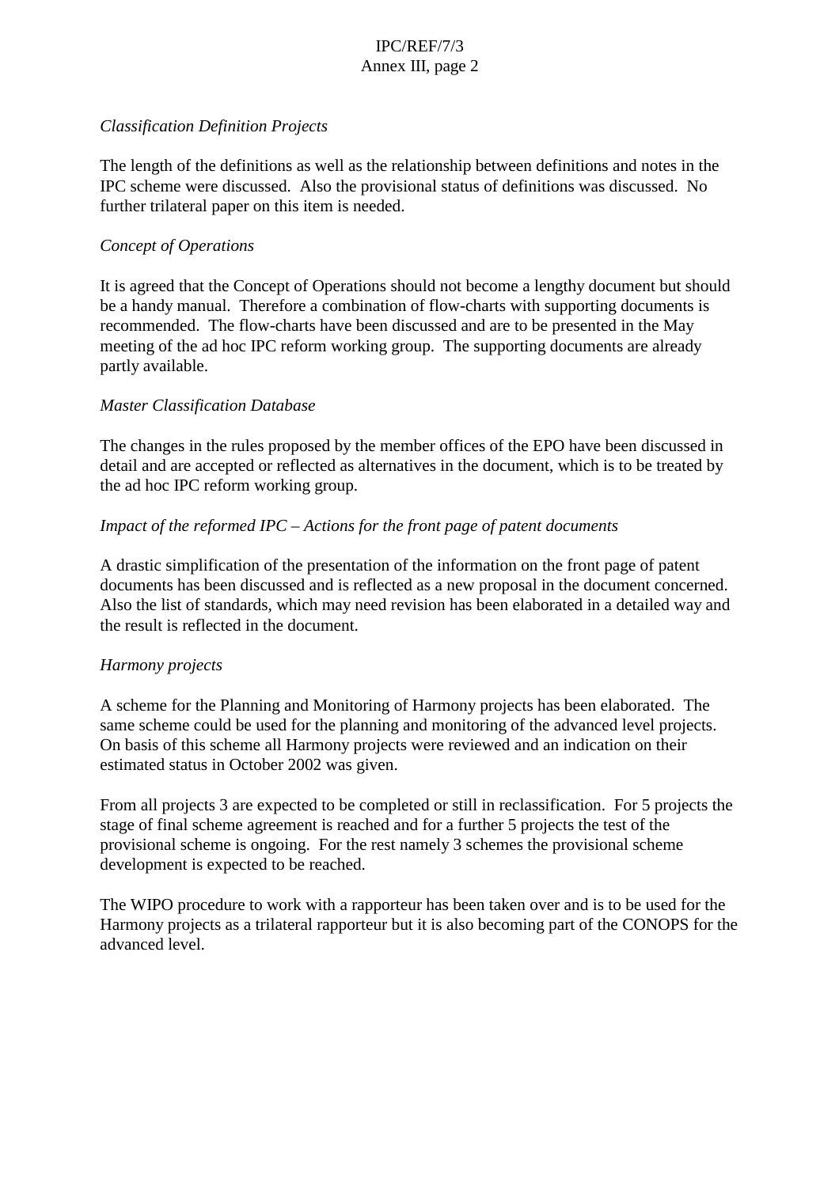*Classification Definition Projects*

The length of the definitions as well as the relationship between definitions and notes in the IPC scheme were discussed. Also the provisional status of definitions was discussed. No further trilateral paper on this item is needed.

*Concept of Operations*

It is agreed that the Concept of Operations should not become a lengthy document but should be a handy manual. Therefore a combination of flow-charts with supporting documents is recommended. The flow-charts have been discussed and are to be presented in the May meeting of the ad hoc IPC reform working group. The supporting documents are already partly available.

*Master Classification Database*

The changes in the rules proposed by the member offices of the EPO have been discussed in detail and are accepted or reflected as alternatives in the document, which is to be treated by the ad hoc IPC reform working group.

*Impact of the reformed IPC – Actions for the front page of patent documents*

A drastic simplification of the presentation of the information on the front page of patent documents has been discussed and is reflected as a new proposal in the document concerned. Also the list of standards, which may need revision has been elaborated in a detailed way and the result is reflected in the document.

*Harmony projects*

A scheme for the Planning and Monitoring of Harmony projects has been elaborated. The same scheme could be used for the planning and monitoring of the advanced level projects. On basis of this scheme all Harmony projects were reviewed and an indication on their estimated status in October 2002 was given.

From all projects 3 are expected to be completed or still in reclassification. For 5 projects the stage of final scheme agreement is reached and for a further 5 projects the test of the provisional scheme is ongoing. For the rest namely 3 schemes the provisional scheme development is expected to be reached.

The WIPO procedure to work with a rapporteur has been taken over and is to be used for the Harmony projects as a trilateral rapporteur but it is also becoming part of the CONOPS for the advanced level.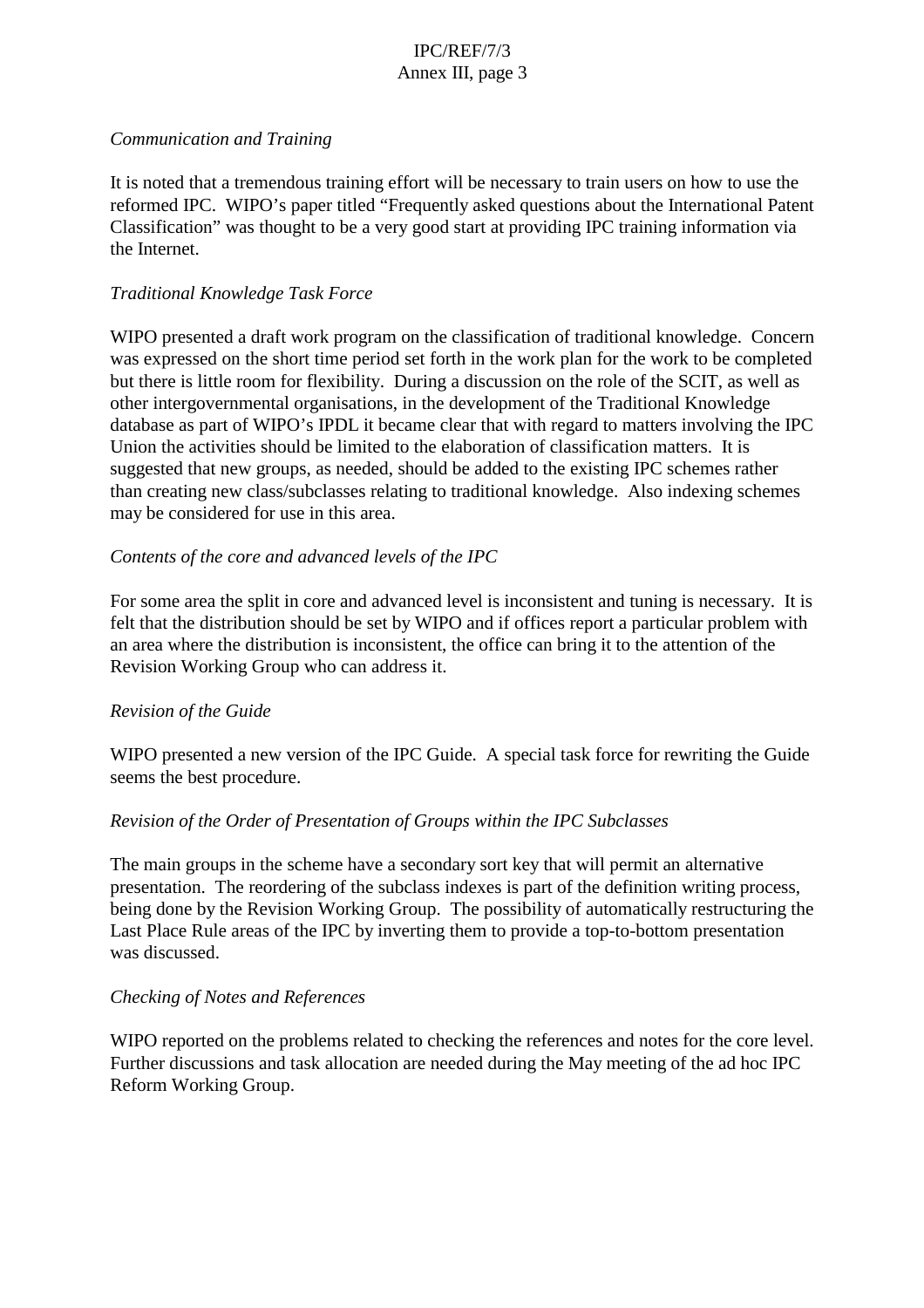*Communication and Training*

It is noted that a tremendous training effort will be necessary to train users on how to use the reformed IPC. WIPO's paper titled "Frequently asked questions about the International Patent Classification" was thought to be a very good start at providing IPC training information via the Internet.

*Traditional Knowledge Task Force*

WIPO presented a draft work program on the classification of traditional knowledge. Concern was expressed on the short time period set forth in the work plan for the work to be completed but there is little room for flexibility. During a discussion on the role of the SCIT, as well as other intergovernmental organisations, in the development of the Traditional Knowledge database as part of WIPO's IPDL it became clear that with regard to matters involving the IPC Union the activities should be limited to the elaboration of classification matters. It is suggested that new groups, as needed, should be added to the existing IPC schemes rather than creating new class/subclasses relating to traditional knowledge. Also indexing schemes may be considered for use in this area.

*Contents of the core and advanced levels of the IPC*

For some area the split in core and advanced level is inconsistent and tuning is necessary. It is felt that the distribution should be set by WIPO and if offices report a particular problem with an area where the distribution is inconsistent, the office can bring it to the attention of the Revision Working Group who can address it.

*Revision of the Guide*

WIPO presented a new version of the IPC Guide. A special task force for rewriting the Guide seems the best procedure.

*Revision of the Order of Presentation of Groups within the IPC Subclasses*

The main groups in the scheme have a secondary sort key that will permit an alternative presentation. The reordering of the subclass indexes is part of the definition writing process, being done by the Revision Working Group. The possibility of automatically restructuring the Last Place Rule areas of the IPC by inverting them to provide a top-to-bottom presentation was discussed.

*Checking of Notes and References*

WIPO reported on the problems related to checking the references and notes for the core level. Further discussions and task allocation are needed during the May meeting of the ad hoc IPC Reform Working Group.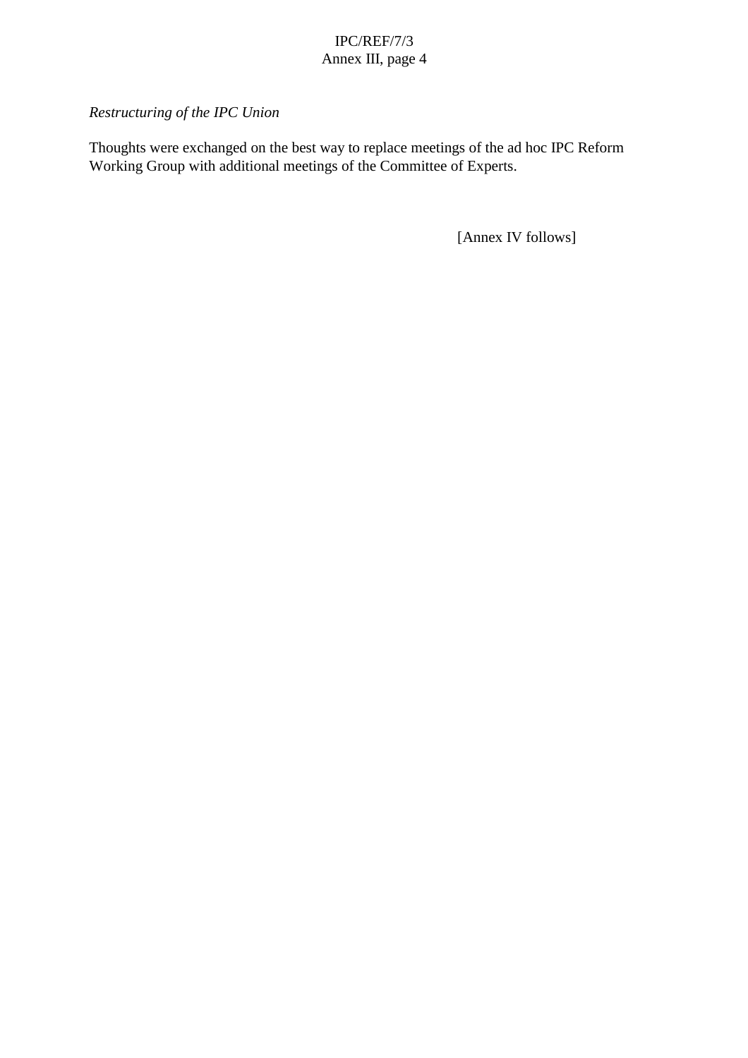*Restructuring of the IPC Union*

Thoughts were exchanged on the best way to replace meetings of the ad hoc IPC Reform Working Group with additional meetings of the Committee of Experts.

[Annex IV follows]